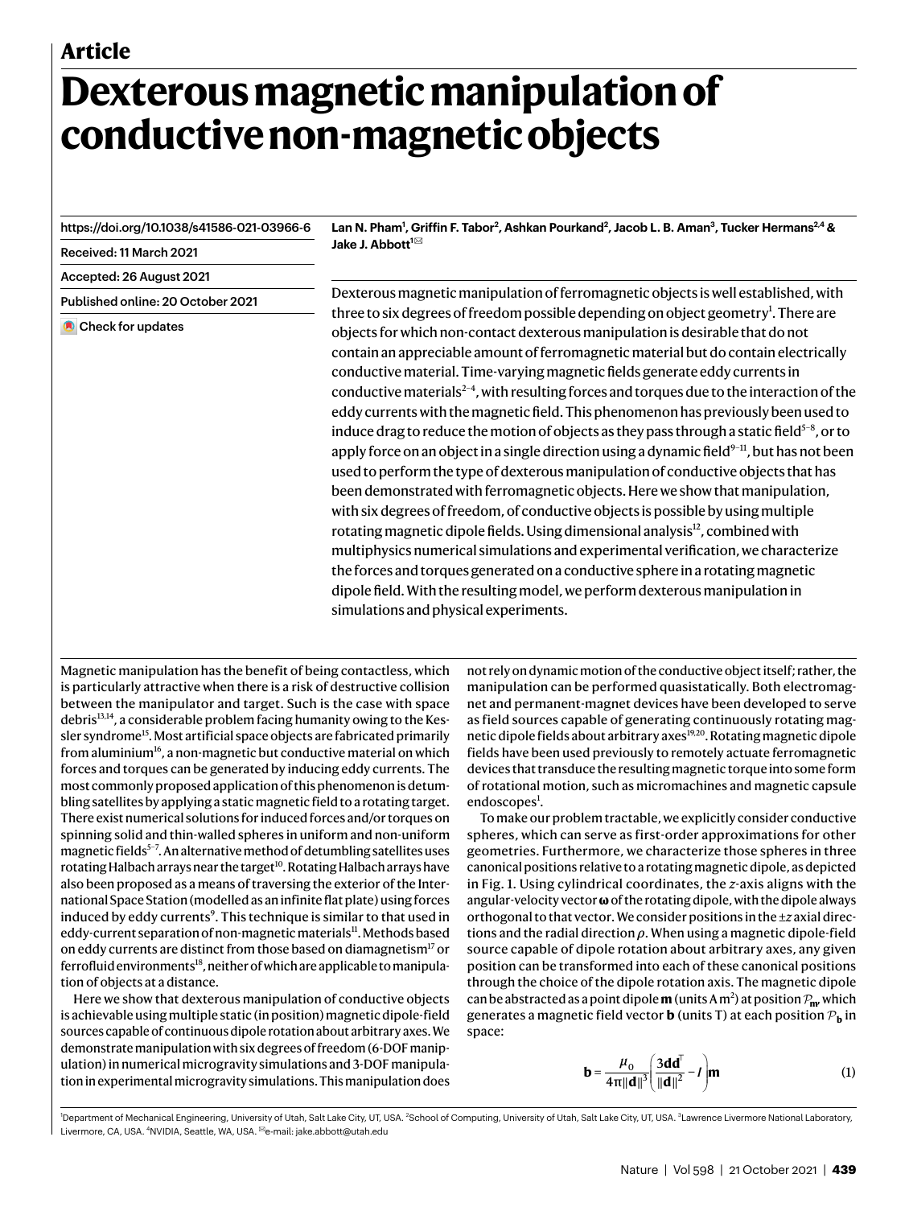Article

# Dexterous magnetic manipulation of conductive non-magnetic objects

https://doi.org/10.1038/s41586-021-03966-6

Received: 11 March 2021

Accepted: 26 August 2021

Published online: 20 October 2021

Check for updates

**Lan N. Pham[1], Griffin F. Tabor[2], Ashkan Pourkand[2], Jacob L. B. Aman[3], Tucker Hermans[2,4] & Jake J. Abbott[1]✉**

Dexterous magnetic manipulation of ferromagnetic objects is well established, with three to six degrees of freedom possible depending on object geometry[1]. There are objects for which non-contact dexterous manipulation is desirable that do not contain an appreciable amount of ferromagnetic material but do contain electrically conductive material. Time-varying magnetic fields generate eddy currents in conductive materials[2–4], with resulting forces and torques due to the interaction of the eddy currents with the magnetic field. This phenomenon has previously been used to induce drag to reduce the motion of objects as they pass through a static field[5–8], or to apply force on an object in a single direction using a dynamic field[9–11], but has not been used to perform the type of dexterous manipulation of conductive objects that has been demonstrated with ferromagnetic objects. Here we show that manipulation, with six degrees of freedom, of conductive objects is possible by using multiple rotating magnetic dipole fields. Using dimensional analysis[12], combined with multiphysics numerical simulations and experimental verification, we characterize the forces and torques generated on a conductive sphere in a rotating magnetic dipole field. With the resulting model, we perform dexterous manipulation in simulations and physical experiments.

Magnetic manipulation has the benefit of being contactless, which is particularly attractive when there is a risk of destructive collision between the manipulator and target. Such is the case with space debris[13,14], a considerable problem facing humanity owing to the Kessler syndrome[15]. Most artificial space objects are fabricated primarily from aluminium[16], a non-magnetic but conductive material on which forces and torques can be generated by inducing eddy currents. The most commonly proposed application of this phenomenon is detumbling satellites by applying a static magnetic field to a rotating target. There exist numerical solutions for induced forces and/or torques on spinning solid and thin-walled spheres in uniform and non-uniform magnetic fields[5–7]. An alternative method of detumbling satellites uses rotating Halbach arrays near the target[10]. Rotating Halbach arrays have also been proposed as a means of traversing the exterior of the International Space Station (modelled as an infinite flat plate) using forces induced by eddy currents[9]. This technique is similar to that used in eddy-current separation of non-magnetic materials[11]. Methods based on eddy currents are distinct from those based on diamagnetism[17] or ferrofluid environments[18], neither of which are applicable to manipulation of objects at a distance.

Here we show that dexterous manipulation of conductive objects is achievable using multiple static (in position) magnetic dipole-field sources capable of continuous dipole rotation about arbitrary axes. We demonstrate manipulation with six degrees of freedom (6-DOF manipulation) in numerical microgravity simulations and 3-DOF manipulation in experimental microgravity simulations. This manipulation does not rely on dynamic motion of the conductive object itself; rather, the manipulation can be performed quasistatically. Both electromagnet and permanent-magnet devices have been developed to serve as field sources capable of generating continuously rotating magnetic dipole fields about arbitrary axes[19,20]. Rotating magnetic dipole fields have been used previously to remotely actuate ferromagnetic devices that transduce the resulting magnetic torque into some form of rotational motion, such as micromachines and magnetic capsule endoscopes[1].

To make our problem tractable, we explicitly consider conductive spheres, which can serve as first-order approximations for other geometries. Furthermore, we characterize those spheres in three canonical positions relative to a rotating magnetic dipole, as depicted in Fig. 1. Using cylindrical coordinates, the $z$-axis aligns with the angular-velocity vector $\boldsymbol{\omega}$ of the rotating dipole, with the dipole always orthogonal to that vector. We consider positions in the $\pm z$ axial directions and the radial direction $\rho$. When using a magnetic dipole-field source capable of dipole rotation about arbitrary axes, any given position can be transformed into each of these canonical positions through the choice of the dipole rotation axis. The magnetic dipole can be abstracted as a point dipole $\mathbf{m}$ (units A m$^2$) at position $\mathcal{P}_{\mathbf{m}}$, which generates a magnetic field vector $\mathbf{b}$ (units T) at each position $\mathcal{P}_{\mathbf{b}}$ in space:

$$\mathbf{b} = \frac{\mu_0}{4\pi\|\mathbf{d}\|^3}\left(\frac{3\mathbf{d}\mathbf{d}^{\top}}{\|\mathbf{d}\|^2} - I\right)\mathbf{m} \tag{1}$$

[1]Department of Mechanical Engineering, University of Utah, Salt Lake City, UT, USA. [2]School of Computing, University of Utah, Salt Lake City, UT, USA. [3]Lawrence Livermore National Laboratory, Livermore, CA, USA. [4]NVIDIA, Seattle, WA, USA. ✉e-mail: jake.abbott@utah.edu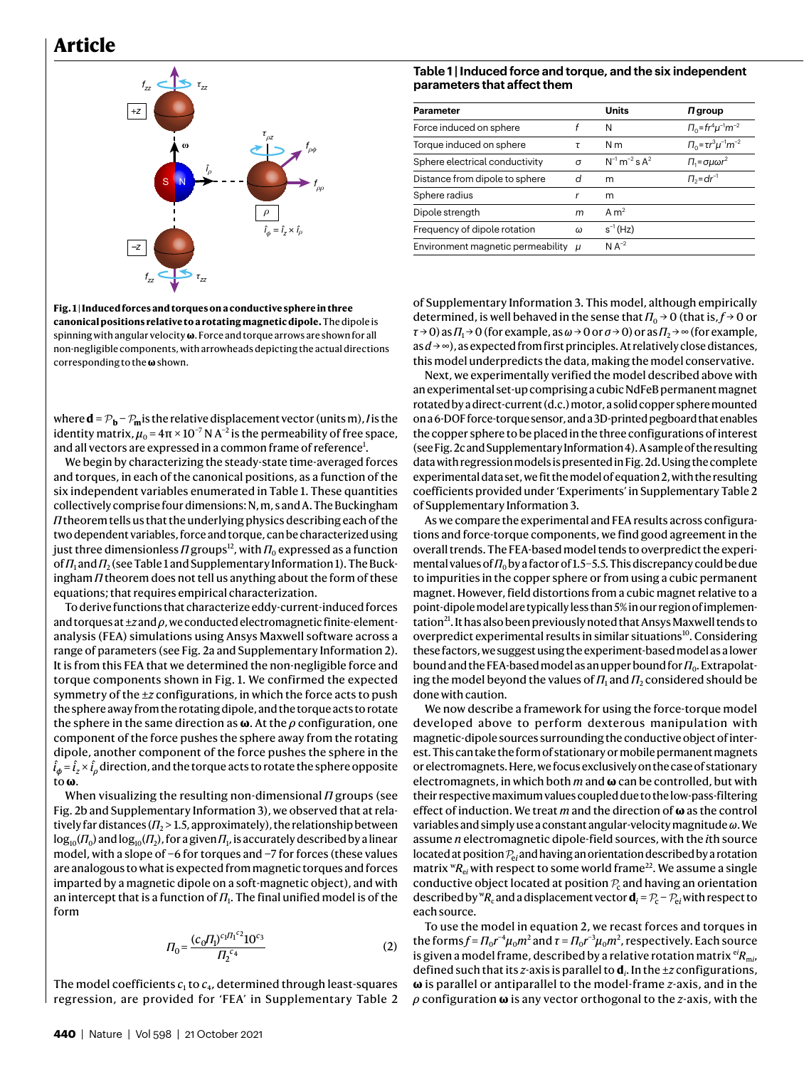Fig. 1 | **Induced forces and torques on a conductive sphere in three canonical positions relative to a rotating magnetic dipole.** The dipole is spinning with angular velocity **ω**. Force and torque arrows are shown for all non-negligible components, with arrowheads depicting the actual directions corresponding to the **ω** shown.

**Table 1 | Induced force and torque, and the six independent parameters that affect them**

| Parameter | | Units | *Π* group |
|---|---|---|---|
| Force induced on sphere | $f$ | N | $\Pi_0 = fr^4\mu^{-1}m^{-2}$ |
| Torque induced on sphere | $\tau$ | N m | $\Pi_0 = \tau r^3\mu^{-1}m^{-2}$ |
| Sphere electrical conductivity | $\sigma$ | $\text{N}^{-1}\,\text{m}^{-2}\,\text{s}\,\text{A}^2$ | $\Pi_1 = \sigma\mu\omega r^2$ |
| Distance from dipole to sphere | $d$ | m | $\Pi_2 = dr^{-1}$ |
| Sphere radius | $r$ | m | |
| Dipole strength | $m$ | $\text{A}\,\text{m}^2$ | |
| Frequency of dipole rotation | $\omega$ | $\text{s}^{-1}$ (Hz) | |
| Environment magnetic permeability | $\mu$ | $\text{N}\,\text{A}^{-2}$ | |

where $\mathbf{d} = \mathcal{P}_\mathbf{b} - \mathcal{P}_\mathbf{m}$ is the relative displacement vector (units m), $I$ is the identity matrix, $\mu_0 = 4\pi \times 10^{-7}$ N A$^{-2}$ is the permeability of free space, and all vectors are expressed in a common frame of reference[1].

We begin by characterizing the steady-state time-averaged forces and torques, in each of the canonical positions, as a function of the six independent variables enumerated in Table 1. These quantities collectively comprise four dimensions: N, m, s and A. The Buckingham *Π* theorem tells us that the underlying physics describing each of the two dependent variables, force and torque, can be characterized using just three dimensionless *Π* groups[12], with $\Pi_0$ expressed as a function of $\Pi_1$ and $\Pi_2$ (see Table 1 and Supplementary Information 1). The Buckingham *Π* theorem does not tell us anything about the form of these equations; that requires empirical characterization.

To derive functions that characterize eddy-current-induced forces and torques at $\pm z$ and $\rho$, we conducted electromagnetic finite-element-analysis (FEA) simulations using Ansys Maxwell software across a range of parameters (see Fig. 2a and Supplementary Information 2). It is from this FEA that we determined the non-negligible force and torque components shown in Fig. 1. We confirmed the expected symmetry of the $\pm z$ configurations, in which the force acts to push the sphere away from the rotating dipole, and the torque acts to rotate the sphere in the same direction as **ω**. At the $\rho$ configuration, one component of the force pushes the sphere away from the rotating dipole, another component of the force pushes the sphere in the $\hat{\imath}_\varphi = \hat{\imath}_z \times \hat{\imath}_\rho$ direction, and the torque acts to rotate the sphere opposite to **ω**.

When visualizing the resulting non-dimensional *Π* groups (see Fig. 2b and Supplementary Information 3), we observed that at relatively far distances ($\Pi_2 > 1.5$, approximately), the relationship between $\log_{10}(\Pi_0)$ and $\log_{10}(\Pi_2)$, for a given $\Pi_1$, is accurately described by a linear model, with a slope of −6 for torques and −7 for forces (these values are analogous to what is expected from magnetic torques and forces imparted by a magnetic dipole on a soft-magnetic object), and with an intercept that is a function of $\Pi_1$. The final unified model is of the form

$$\Pi_0 = \frac{(c_0\Pi_1)^{c_1\Pi_1^{c_2}}10^{c_3}}{\Pi_2^{c_4}} \tag{2}$$

The model coefficients $c_1$ to $c_4$, determined through least-squares regression, are provided for 'FEA' in Supplementary Table 2 of Supplementary Information 3. This model, although empirically determined, is well behaved in the sense that $\Pi_0 \to 0$ (that is, $f \to 0$ or $\tau \to 0$) as $\Pi_1 \to 0$ (for example, as $\omega \to 0$ or $\sigma \to 0$) or as $\Pi_2 \to \infty$ (for example, as $d \to \infty$), as expected from first principles. At relatively close distances, this model underpredicts the data, making the model conservative.

Next, we experimentally verified the model described above with an experimental set-up comprising a cubic NdFeB permanent magnet rotated by a direct-current (d.c.) motor, a solid copper sphere mounted on a 6-DOF force-torque sensor, and a 3D-printed pegboard that enables the copper sphere to be placed in the three configurations of interest (see Fig. 2c and Supplementary Information 4). A sample of the resulting data with regression models is presented in Fig. 2d. Using the complete experimental data set, we fit the model of equation 2, with the resulting coefficients provided under 'Experiments' in Supplementary Table 2 of Supplementary Information 3.

As we compare the experimental and FEA results across configurations and force-torque components, we find good agreement in the overall trends. The FEA-based model tends to overpredict the experimental values of $\Pi_0$ by a factor of 1.5–5.5. This discrepancy could be due to impurities in the copper sphere or from using a cubic permanent magnet. However, field distortions from a cubic magnet relative to a point-dipole model are typically less than 5% in our region of implementation[21]. It has also been previously noted that Ansys Maxwell tends to overpredict experimental results in similar situations[10]. Considering these factors, we suggest using the experiment-based model as a lower bound and the FEA-based model as an upper bound for $\Pi_0$. Extrapolating the model beyond the values of $\Pi_1$ and $\Pi_2$ considered should be done with caution.

We now describe a framework for using the force-torque model developed above to perform dexterous manipulation with magnetic-dipole sources surrounding the conductive object of interest. This can take the form of stationary or mobile permanent magnets or electromagnets. Here, we focus exclusively on the case of stationary electromagnets, in which both $m$ and **ω** can be controlled, but with their respective maximum values coupled due to the low-pass-filtering effect of induction. We treat $m$ and the direction of **ω** as the control variables and simply use a constant angular-velocity magnitude $\omega$. We assume $n$ electromagnetic dipole-field sources, with the $i$th source located at position $\mathcal{P}_{ei}$ and having an orientation described by a rotation matrix $^{w}R_{ei}$ with respect to some world frame[22]. We assume a single conductive object located at position $\mathcal{P}_c$ and having an orientation described by $^{w}R_c$ and a displacement vector $\mathbf{d}_i = \mathcal{P}_c - \mathcal{P}_{ei}$ with respect to each source.

To use the model in equation 2, we recast forces and torques in the forms $f = \Pi_0 r^{-4}\mu_0 m^2$ and $\tau = \Pi_0 r^{-3}\mu_0 m^2$, respectively. Each source is given a model frame, described by a relative rotation matrix $^{ei}R_{mi}$, defined such that its $z$-axis is parallel to $\mathbf{d}_i$. In the $\pm z$ configurations, **ω** is parallel or antiparallel to the model-frame $z$-axis, and in the $\rho$ configuration **ω** is any vector orthogonal to the $z$-axis, with the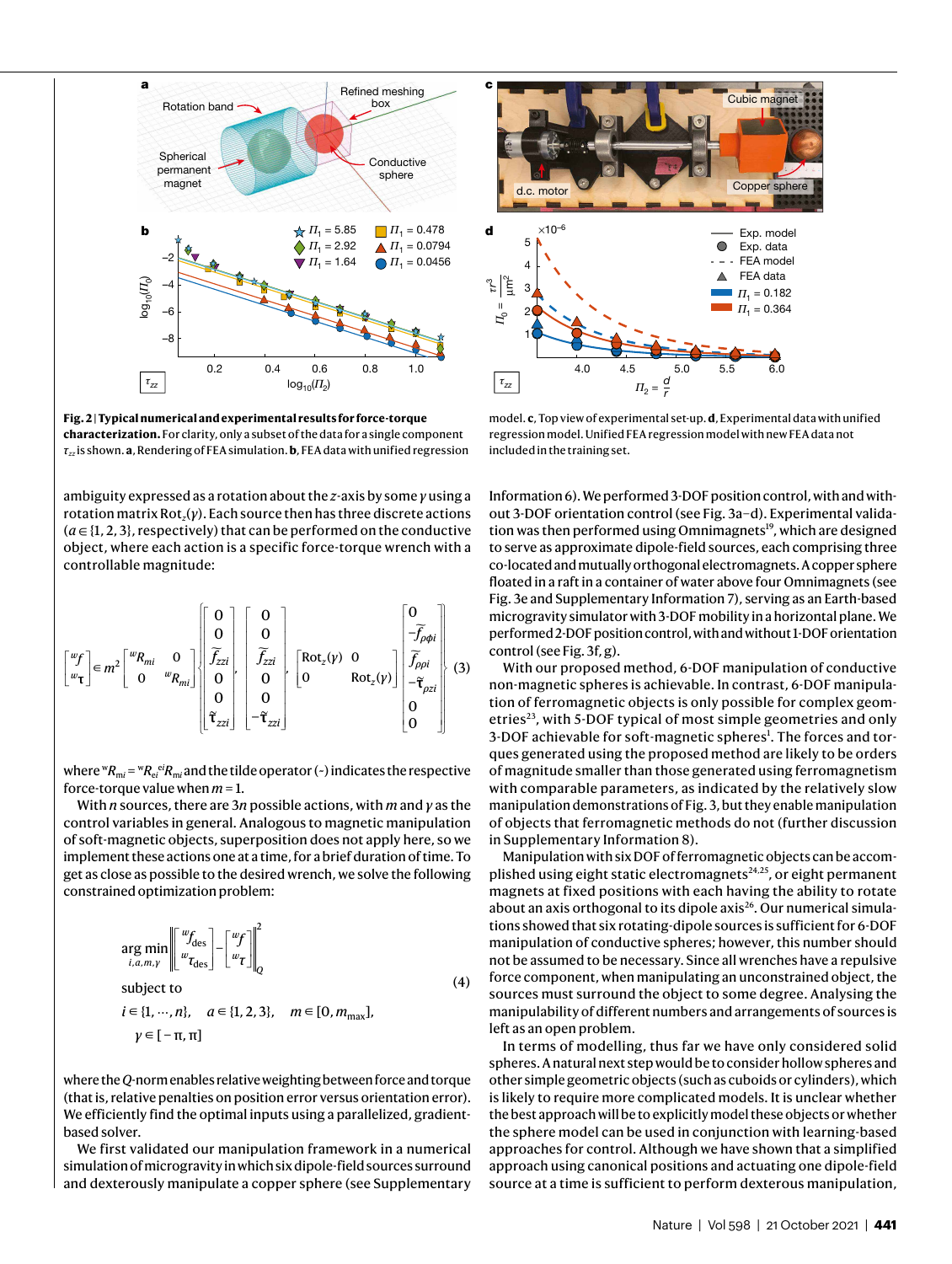**Fig. 2 | Typical numerical and experimental results for force-torque characterization.** For clarity, only a subset of the data for a single component $\tau_{zz}$ is shown. **a**, Rendering of FEA simulation. **b**, FEA data with unified regression model. **c**, Top view of experimental set-up. **d**, Experimental data with unified regression model. Unified FEA regression model with new FEA data not included in the training set.

ambiguity expressed as a rotation about the $z$-axis by some $\gamma$ using a rotation matrix $\mathrm{Rot}_z(\gamma)$. Each source then has three discrete actions ($a \in \{1, 2, 3\}$, respectively) that can be performed on the conductive object, where each action is a specific force-torque wrench with a controllable magnitude:

$$\begin{bmatrix} {}^{w}f \\ {}^{w}\tau \end{bmatrix} \in m^2 \begin{bmatrix} {}^{w}R_{mi} & 0 \\ 0 & {}^{w}R_{mi} \end{bmatrix} \left\{ \begin{bmatrix} 0 \\ 0 \\ \tilde{f}_{zzi} \\ 0 \\ 0 \\ \tilde{\tau}_{zzi} \end{bmatrix}, \begin{bmatrix} 0 \\ 0 \\ \tilde{f}_{zzi} \\ 0 \\ 0 \\ -\tilde{\tau}_{zzi} \end{bmatrix}, \begin{bmatrix} \mathrm{Rot}_z(\gamma) & 0 \\ 0 & \mathrm{Rot}_z(\gamma) \end{bmatrix} \begin{bmatrix} 0 \\ -\tilde{f}_{\rho\phi i} \\ \tilde{f}_{\rho\rho i} \\ -\tilde{\tau}_{\rho z i} \\ 0 \\ 0 \end{bmatrix} \right\} \quad (3)$$

where ${}^{w}R_{mi} = {}^{w}R_{ei}{}^{ei}R_{mi}$ and the tilde operator (~) indicates the respective force-torque value when $m = 1$.

With $n$ sources, there are $3n$ possible actions, with $m$ and $\gamma$ as the control variables in general. Analogous to magnetic manipulation of soft-magnetic objects, superposition does not apply here, so we implement these actions one at a time, for a brief duration of time. To get as close as possible to the desired wrench, we solve the following constrained optimization problem:

$$\begin{aligned} &\underset{i,a,m,\gamma}{\arg\min} \left\| \begin{bmatrix} {}^{w}f_{\mathrm{des}} \\ {}^{w}\tau_{\mathrm{des}} \end{bmatrix} - \begin{bmatrix} {}^{w}f \\ {}^{w}\tau \end{bmatrix} \right\|_Q^2 \\ &\text{subject to} \\ &i \in \{1, \cdots, n\}, \quad a \in \{1, 2, 3\}, \quad m \in [0, m_{\max}], \\ &\gamma \in [-\pi, \pi] \end{aligned} \quad (4)$$

where the $Q$-norm enables relative weighting between force and torque (that is, relative penalties on position error versus orientation error). We efficiently find the optimal inputs using a parallelized, gradient-based solver.

We first validated our manipulation framework in a numerical simulation of microgravity in which six dipole-field sources surround and dexterously manipulate a copper sphere (see Supplementary Information 6). We performed 3-DOF position control, with and without 3-DOF orientation control (see Fig. 3a–d). Experimental validation was then performed using Omnimagnets[19], which are designed to serve as approximate dipole-field sources, each comprising three co-located and mutually orthogonal electromagnets. A copper sphere floated in a raft in a container of water above four Omnimagnets (see Fig. 3e and Supplementary Information 7), serving as an Earth-based microgravity simulator with 3-DOF mobility in a horizontal plane. We performed 2-DOF position control, with and without 1-DOF orientation control (see Fig. 3f, g).

With our proposed method, 6-DOF manipulation of conductive non-magnetic spheres is achievable. In contrast, 6-DOF manipulation of ferromagnetic objects is only possible for complex geometries[23], with 5-DOF typical of most simple geometries and only 3-DOF achievable for soft-magnetic spheres[1]. The forces and torques generated using the proposed method are likely to be orders of magnitude smaller than those generated using ferromagnetism with comparable parameters, as indicated by the relatively slow manipulation demonstrations of Fig. 3, but they enable manipulation of objects that ferromagnetic methods do not (further discussion in Supplementary Information 8).

Manipulation with six DOF of ferromagnetic objects can be accomplished using eight static electromagnets[24,25], or eight permanent magnets at fixed positions with each having the ability to rotate about an axis orthogonal to its dipole axis[26]. Our numerical simulations showed that six rotating-dipole sources is sufficient for 6-DOF manipulation of conductive spheres; however, this number should not be assumed to be necessary. Since all wrenches have a repulsive force component, when manipulating an unconstrained object, the sources must surround the object to some degree. Analysing the manipulability of different numbers and arrangements of sources is left as an open problem.

In terms of modelling, thus far we have only considered solid spheres. A natural next step would be to consider hollow spheres and other simple geometric objects (such as cuboids or cylinders), which is likely to require more complicated models. It is unclear whether the best approach will be to explicitly model these objects or whether the sphere model can be used in conjunction with learning-based approaches for control. Although we have shown that a simplified approach using canonical positions and actuating one dipole-field source at a time is sufficient to perform dexterous manipulation,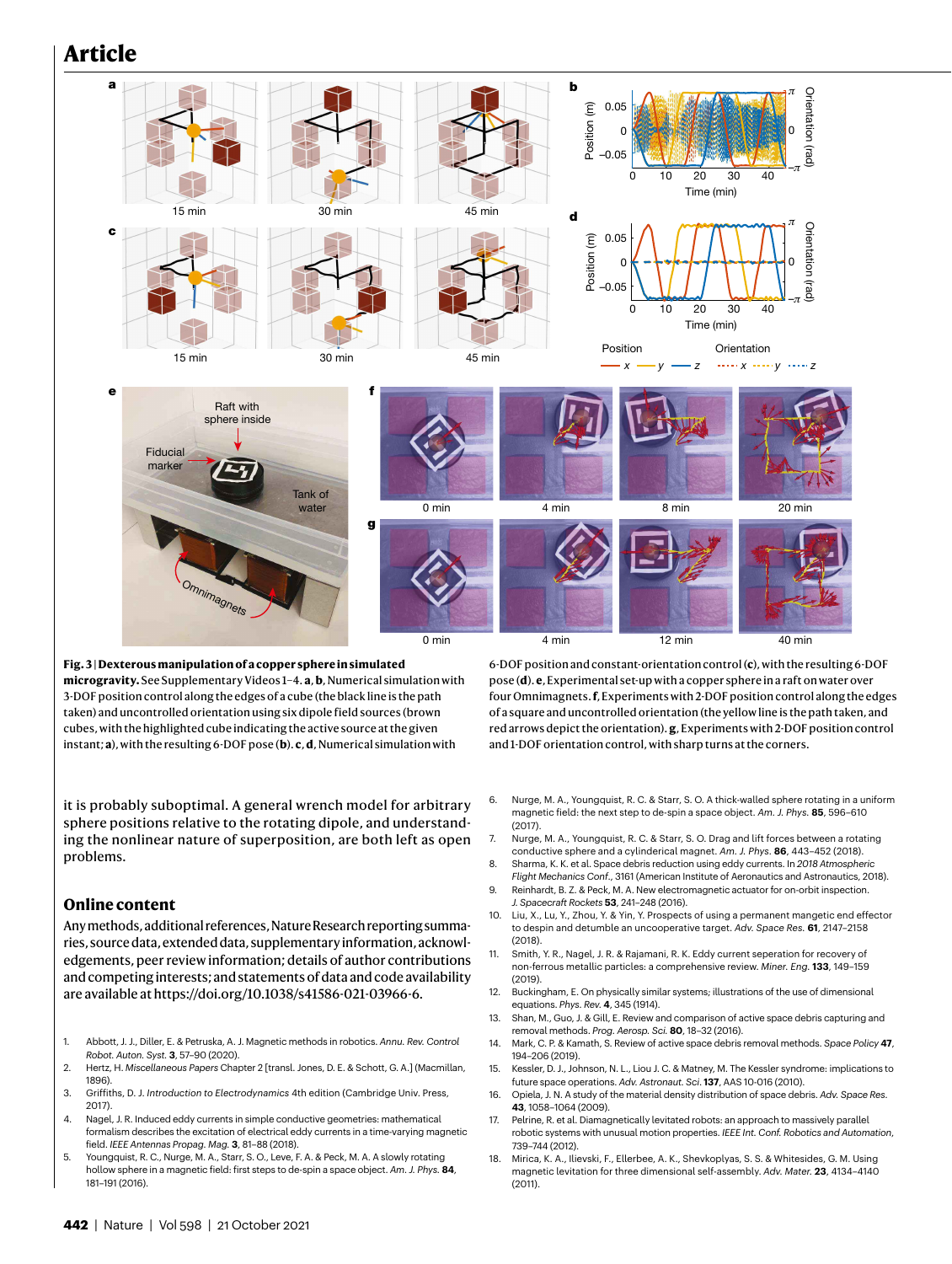**Fig. 3 | Dexterous manipulation of a copper sphere in simulated microgravity.** See Supplementary Videos 1–4. **a**, **b**, Numerical simulation with 3-DOF position control along the edges of a cube (the black line is the path taken) and uncontrolled orientation using six dipole field sources (brown cubes, with the highlighted cube indicating the active source at the given instant; **a**), with the resulting 6-DOF pose (**b**). **c**, **d**, Numerical simulation with 6-DOF position and constant-orientation control (**c**), with the resulting 6-DOF pose (**d**). **e**, Experimental set-up with a copper sphere in a raft on water over four Omnimagnets. **f**, Experiments with 2-DOF position control along the edges of a square and uncontrolled orientation (the yellow line is the path taken, and red arrows depict the orientation). **g**, Experiments with 2-DOF position control and 1-DOF orientation control, with sharp turns at the corners.

it is probably suboptimal. A general wrench model for arbitrary sphere positions relative to the rotating dipole, and understanding the nonlinear nature of superposition, are both left as open problems.

## Online content

Any methods, additional references, Nature Research reporting summaries, source data, extended data, supplementary information, acknowledgements, peer review information; details of author contributions and competing interests; and statements of data and code availability are available at https://doi.org/10.1038/s41586-021-03966-6.

1. Abbott, J. J., Diller, E. & Petruska, A. J. Magnetic methods in robotics. *Annu. Rev. Control Robot. Auton. Syst.* **3**, 57–90 (2020).
2. Hertz, H. *Miscellaneous Papers* Chapter 2 [transl. Jones, D. E. & Schott, G. A.] (Macmillan, 1896).
3. Griffiths, D. J. *Introduction to Electrodynamics* 4th edition (Cambridge Univ. Press, 2017).
4. Nagel, J. R. Induced eddy currents in simple conductive geometries: mathematical formalism describes the excitation of electrical eddy currents in a time-varying magnetic field. *IEEE Antennas Propag. Mag.* **3**, 81–88 (2018).
5. Youngquist, R. C., Nurge, M. A., Starr, S. O., Leve, F. A. & Peck, M. A. A slowly rotating hollow sphere in a magnetic field: first steps to de-spin a space object. *Am. J. Phys.* **84**, 181–191 (2016).
6. Nurge, M. A., Youngquist, R. C. & Starr, S. O. A thick-walled sphere rotating in a uniform magnetic field: the next step to de-spin a space object. *Am. J. Phys.* **85**, 596–610 (2017).
7. Nurge, M. A., Youngquist, R. C. & Starr, S. O. Drag and lift forces between a rotating conductive sphere and a cylinderical magnet. *Am. J. Phys.* **86**, 443–452 (2018).
8. Sharma, K. K. et al. Space debris reduction using eddy currents. In *2018 Atmospheric Flight Mechanics Conf.*, 3161 (American Institute of Aeronautics and Astronautics, 2018).
9. Reinhardt, B. Z. & Peck, M. A. New electromagnetic actuator for on-orbit inspection. *J. Spacecraft Rockets* **53**, 241–248 (2016).
10. Liu, X., Lu, Y., Zhou, Y. & Yin, Y. Prospects of using a permanent mangetic end effector to despin and detumble an uncooperative target. *Adv. Space Res.* **61**, 2147–2158 (2018).
11. Smith, Y. R., Nagel, J. R. & Rajamani, R. K. Eddy current seperation for recovery of non-ferrous metallic particles: a comprehensive review. *Miner. Eng.* **133**, 149–159 (2019).
12. Buckingham, E. On physically similar systems; illustrations of the use of dimensional equations. *Phys. Rev.* **4**, 345 (1914).
13. Shan, M., Guo, J. & Gill, E. Review and comparison of active space debris capturing and removal methods. *Prog. Aerosp. Sci.* **80**, 18–32 (2016).
14. Mark, C. P. & Kamath, S. Review of active space debris removal methods. *Space Policy* **47**, 194–206 (2019).
15. Kessler, D. J., Johnson, N. L., Liou J. C. & Matney, M. The Kessler syndrome: implications to future space operations. *Adv. Astronaut. Sci.* **137**, AAS 10-016 (2010).
16. Opiela, J. N. A study of the material density distribution of space debris. *Adv. Space Res.* **43**, 1058–1064 (2009).
17. Pelrine, R. et al. Diamagnetically levitated robots: an approach to massively parallel robotic systems with unusual motion properties. *IEEE Int. Conf. Robotics and Automation*, 739–744 (2012).
18. Mirica, K. A., Ilievski, F., Ellerbee, A. K., Shevkoplyas, S. S. & Whitesides, G. M. Using magnetic levitation for three dimensional self-assembly. *Adv. Mater.* **23**, 4134–4140 (2011).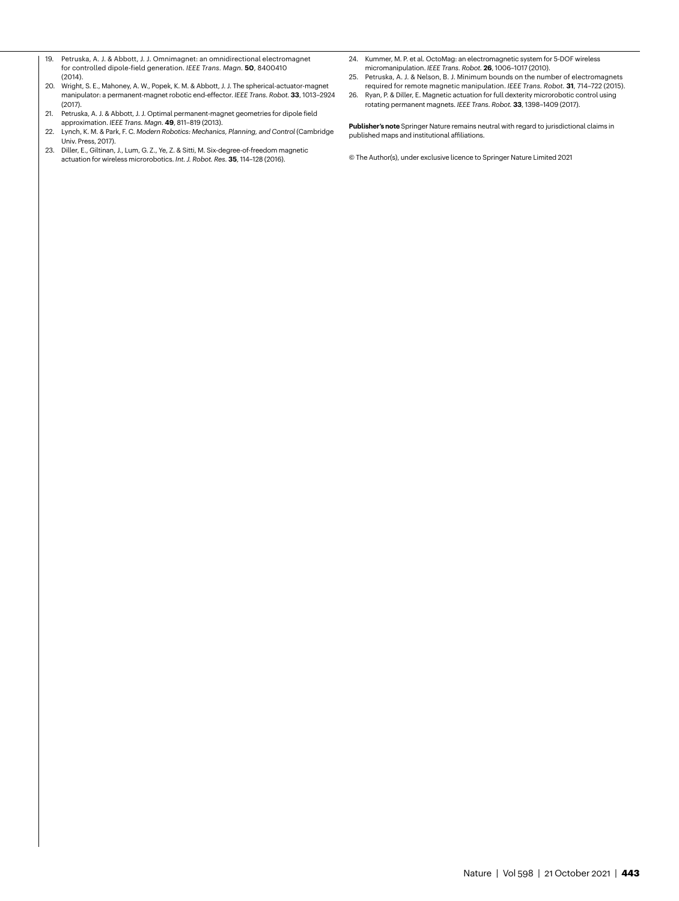19. Petruska, A. J. & Abbott, J. J. Omnimagnet: an omnidirectional electromagnet for controlled dipole-field generation. *IEEE Trans. Magn.* **50**, 8400410 (2014).
20. Wright, S. E., Mahoney, A. W., Popek, K. M. & Abbott, J. J. The spherical-actuator-magnet manipulator: a permanent-magnet robotic end-effector. *IEEE Trans. Robot.* **33**, 1013–2924 (2017).
21. Petruska, A. J. & Abbott, J. J. Optimal permanent-magnet geometries for dipole field approximation. *IEEE Trans. Magn.* **49**, 811–819 (2013).
22. Lynch, K. M. & Park, F. C. *Modern Robotics: Mechanics, Planning, and Control* (Cambridge Univ. Press, 2017).
23. Diller, E., Giltinan, J., Lum, G. Z., Ye, Z. & Sitti, M. Six-degree-of-freedom magnetic actuation for wireless microrobotics. *Int. J. Robot. Res.* **35**, 114–128 (2016).
24. Kummer, M. P. et al. OctoMag: an electromagnetic system for 5-DOF wireless micromanipulation. *IEEE Trans. Robot.* **26**, 1006–1017 (2010).
25. Petruska, A. J. & Nelson, B. J. Minimum bounds on the number of electromagnets required for remote magnetic manipulation. *IEEE Trans. Robot.* **31**, 714–722 (2015).
26. Ryan, P. & Diller, E. Magnetic actuation for full dexterity microrobotic control using rotating permanent magnets. *IEEE Trans. Robot.* **33**, 1398–1409 (2017).

**Publisher's note** Springer Nature remains neutral with regard to jurisdictional claims in published maps and institutional affiliations.

© The Author(s), under exclusive licence to Springer Nature Limited 2021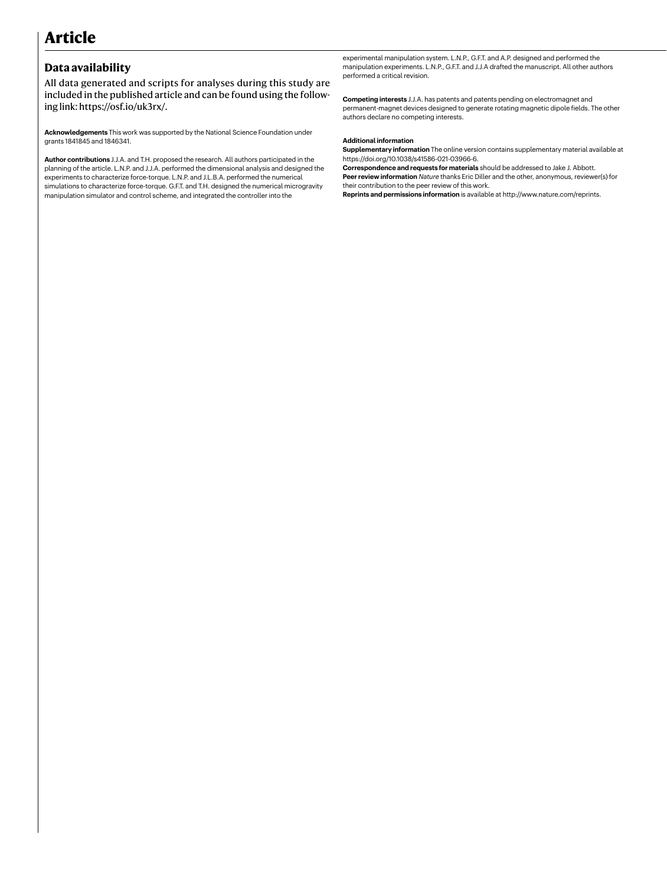## Data availability

All data generated and scripts for analyses during this study are included in the published article and can be found using the following link: https://osf.io/uk3rx/.

**Acknowledgements** This work was supported by the National Science Foundation under grants 1841845 and 1846341.

**Author contributions** J.J.A. and T.H. proposed the research. All authors participated in the planning of the article. L.N.P. and J.J.A. performed the dimensional analysis and designed the experiments to characterize force-torque. L.N.P. and J.L.B.A. performed the numerical simulations to characterize force-torque. G.F.T. and T.H. designed the numerical microgravity manipulation simulator and control scheme, and integrated the controller into the experimental manipulation system. L.N.P., G.F.T. and A.P. designed and performed the manipulation experiments. L.N.P., G.F.T. and J.J.A drafted the manuscript. All other authors performed a critical revision.

**Competing interests** J.J.A. has patents and patents pending on electromagnet and permanent-magnet devices designed to generate rotating magnetic dipole fields. The other authors declare no competing interests.

**Additional information**

**Supplementary information** The online version contains supplementary material available at https://doi.org/10.1038/s41586-021-03966-6.

**Correspondence and requests for materials** should be addressed to Jake J. Abbott.

**Peer review information** *Nature* thanks Eric Diller and the other, anonymous, reviewer(s) for their contribution to the peer review of this work.

**Reprints and permissions information** is available at http://www.nature.com/reprints.